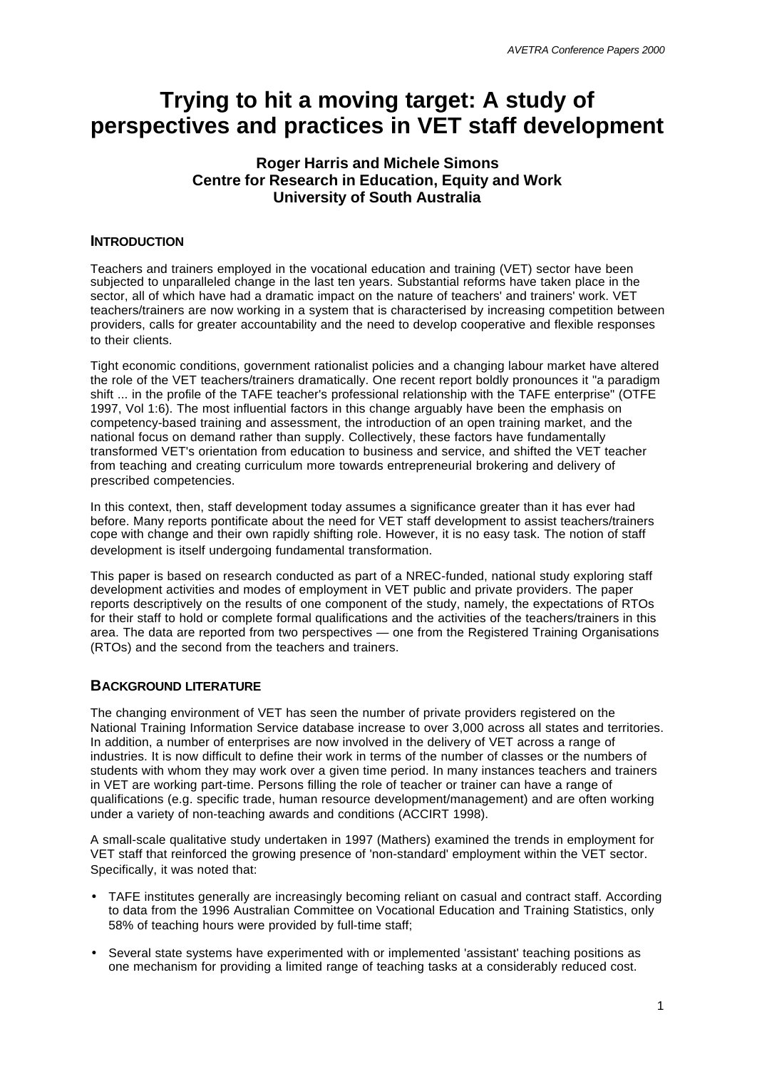# Trying to hit a moving target: A study of perspectives and practices in VET staff development

**Roger Harris and Michele Simons**
**Centre for Research in Education, Equity and Work**
**University of South Australia**

## INTRODUCTION

Teachers and trainers employed in the vocational education and training (VET) sector have been subjected to unparalleled change in the last ten years. Substantial reforms have taken place in the sector, all of which have had a dramatic impact on the nature of teachers' and trainers' work. VET teachers/trainers are now working in a system that is characterised by increasing competition between providers, calls for greater accountability and the need to develop cooperative and flexible responses to their clients.

Tight economic conditions, government rationalist policies and a changing labour market have altered the role of the VET teachers/trainers dramatically. One recent report boldly pronounces it "a paradigm shift ... in the profile of the TAFE teacher's professional relationship with the TAFE enterprise" (OTFE 1997, Vol 1:6). The most influential factors in this change arguably have been the emphasis on competency-based training and assessment, the introduction of an open training market, and the national focus on demand rather than supply. Collectively, these factors have fundamentally transformed VET's orientation from education to business and service, and shifted the VET teacher from teaching and creating curriculum more towards entrepreneurial brokering and delivery of prescribed competencies.

In this context, then, staff development today assumes a significance greater than it has ever had before. Many reports pontificate about the need for VET staff development to assist teachers/trainers cope with change and their own rapidly shifting role. However, it is no easy task. The notion of staff development is itself undergoing fundamental transformation.

This paper is based on research conducted as part of a NREC-funded, national study exploring staff development activities and modes of employment in VET public and private providers. The paper reports descriptively on the results of one component of the study, namely, the expectations of RTOs for their staff to hold or complete formal qualifications and the activities of the teachers/trainers in this area. The data are reported from two perspectives — one from the Registered Training Organisations (RTOs) and the second from the teachers and trainers.

## BACKGROUND LITERATURE

The changing environment of VET has seen the number of private providers registered on the National Training Information Service database increase to over 3,000 across all states and territories. In addition, a number of enterprises are now involved in the delivery of VET across a range of industries. It is now difficult to define their work in terms of the number of classes or the numbers of students with whom they may work over a given time period. In many instances teachers and trainers in VET are working part-time. Persons filling the role of teacher or trainer can have a range of qualifications (e.g. specific trade, human resource development/management) and are often working under a variety of non-teaching awards and conditions (ACCIRT 1998).

A small-scale qualitative study undertaken in 1997 (Mathers) examined the trends in employment for VET staff that reinforced the growing presence of 'non-standard' employment within the VET sector. Specifically, it was noted that:

- TAFE institutes generally are increasingly becoming reliant on casual and contract staff. According to data from the 1996 Australian Committee on Vocational Education and Training Statistics, only 58% of teaching hours were provided by full-time staff;
- Several state systems have experimented with or implemented 'assistant' teaching positions as one mechanism for providing a limited range of teaching tasks at a considerably reduced cost.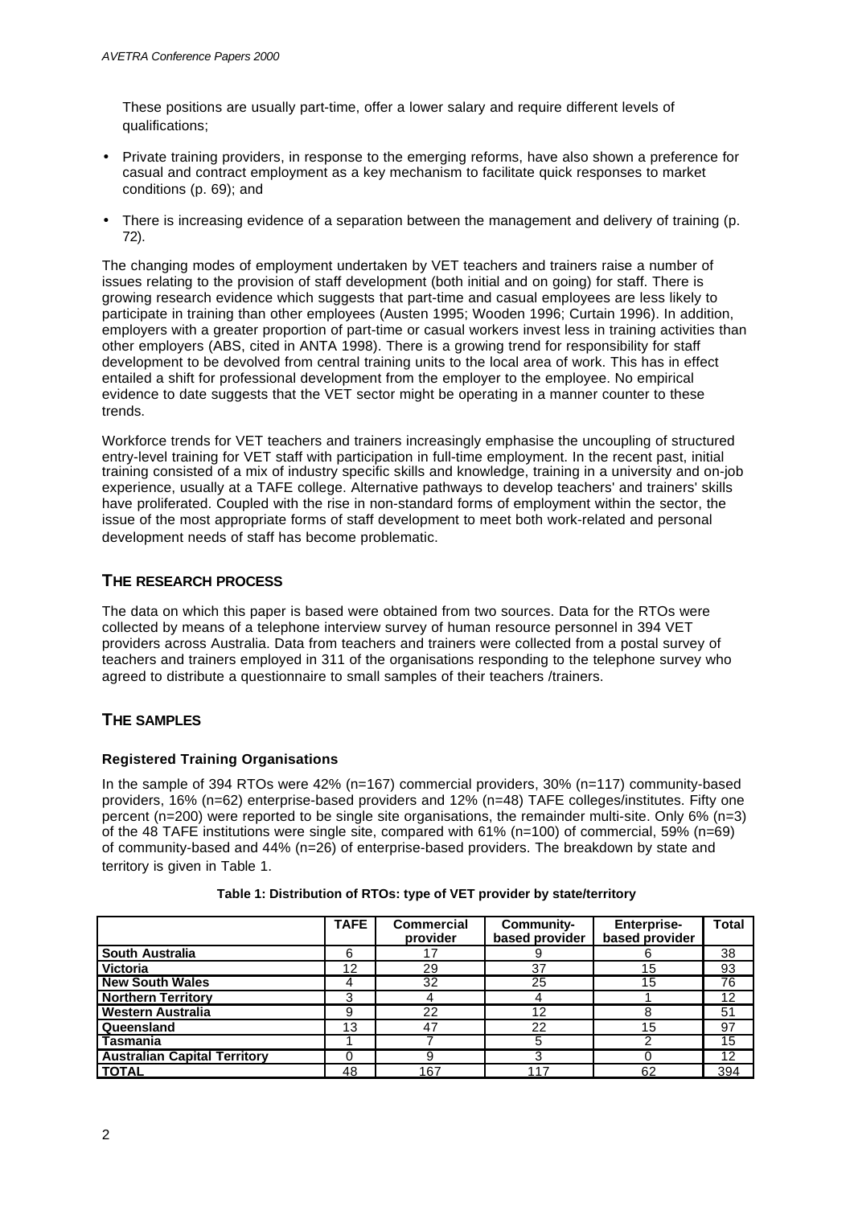These positions are usually part-time, offer a lower salary and require different levels of qualifications;

- Private training providers, in response to the emerging reforms, have also shown a preference for casual and contract employment as a key mechanism to facilitate quick responses to market conditions (p. 69); and
- There is increasing evidence of a separation between the management and delivery of training (p. 72).

The changing modes of employment undertaken by VET teachers and trainers raise a number of issues relating to the provision of staff development (both initial and on going) for staff. There is growing research evidence which suggests that part-time and casual employees are less likely to participate in training than other employees (Austen 1995; Wooden 1996; Curtain 1996). In addition, employers with a greater proportion of part-time or casual workers invest less in training activities than other employers (ABS, cited in ANTA 1998). There is a growing trend for responsibility for staff development to be devolved from central training units to the local area of work. This has in effect entailed a shift for professional development from the employer to the employee. No empirical evidence to date suggests that the VET sector might be operating in a manner counter to these trends.

Workforce trends for VET teachers and trainers increasingly emphasise the uncoupling of structured entry-level training for VET staff with participation in full-time employment. In the recent past, initial training consisted of a mix of industry specific skills and knowledge, training in a university and on-job experience, usually at a TAFE college. Alternative pathways to develop teachers' and trainers' skills have proliferated. Coupled with the rise in non-standard forms of employment within the sector, the issue of the most appropriate forms of staff development to meet both work-related and personal development needs of staff has become problematic.

## THE RESEARCH PROCESS

The data on which this paper is based were obtained from two sources. Data for the RTOs were collected by means of a telephone interview survey of human resource personnel in 394 VET providers across Australia. Data from teachers and trainers were collected from a postal survey of teachers and trainers employed in 311 of the organisations responding to the telephone survey who agreed to distribute a questionnaire to small samples of their teachers /trainers.

## THE SAMPLES

### Registered Training Organisations

In the sample of 394 RTOs were 42% (n=167) commercial providers, 30% (n=117) community-based providers, 16% (n=62) enterprise-based providers and 12% (n=48) TAFE colleges/institutes. Fifty one percent (n=200) were reported to be single site organisations, the remainder multi-site. Only 6% (n=3) of the 48 TAFE institutions were single site, compared with 61% (n=100) of commercial, 59% (n=69) of community-based and 44% (n=26) of enterprise-based providers. The breakdown by state and territory is given in Table 1.

**Table 1: Distribution of RTOs: type of VET provider by state/territory**

| | TAFE | Commercial provider | Community-based provider | Enterprise-based provider | Total |
|---|---|---|---|---|---|
| **South Australia** | 6 | 17 | 9 | 6 | 38 |
| **Victoria** | 12 | 29 | 37 | 15 | 93 |
| **New South Wales** | 4 | 32 | 25 | 15 | 76 |
| **Northern Territory** | 3 | 4 | 4 | 1 | 12 |
| **Western Australia** | 9 | 22 | 12 | 8 | 51 |
| **Queensland** | 13 | 47 | 22 | 15 | 97 |
| **Tasmania** | 1 | 7 | 5 | 2 | 15 |
| **Australian Capital Territory** | 0 | 9 | 3 | 0 | 12 |
| **TOTAL** | 48 | 167 | 117 | 62 | 394 |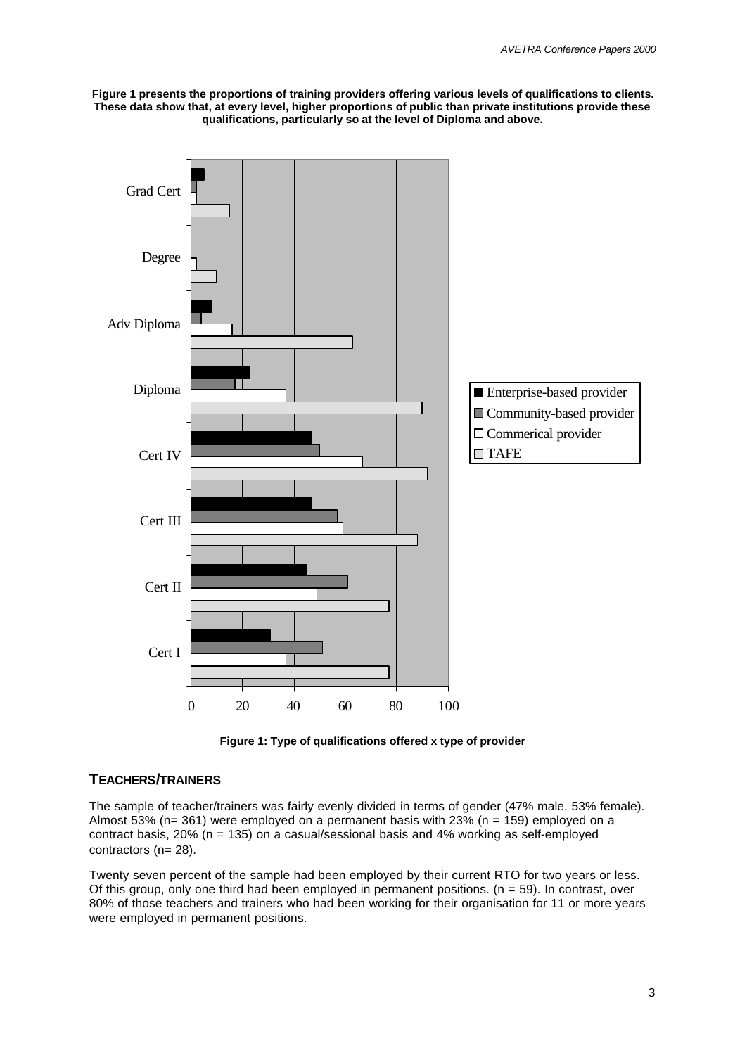**Figure 1 presents the proportions of training providers offering various levels of qualifications to clients. These data show that, at every level, higher proportions of public than private institutions provide these qualifications, particularly so at the level of Diploma and above.**

**Figure 1: Type of qualifications offered x type of provider**

## TEACHERS/TRAINERS

The sample of teacher/trainers was fairly evenly divided in terms of gender (47% male, 53% female). Almost 53% (n= 361) were employed on a permanent basis with 23% (n = 159) employed on a contract basis, 20% (n = 135) on a casual/sessional basis and 4% working as self-employed contractors (n= 28).

Twenty seven percent of the sample had been employed by their current RTO for two years or less. Of this group, only one third had been employed in permanent positions. (n = 59). In contrast, over 80% of those teachers and trainers who had been working for their organisation for 11 or more years were employed in permanent positions.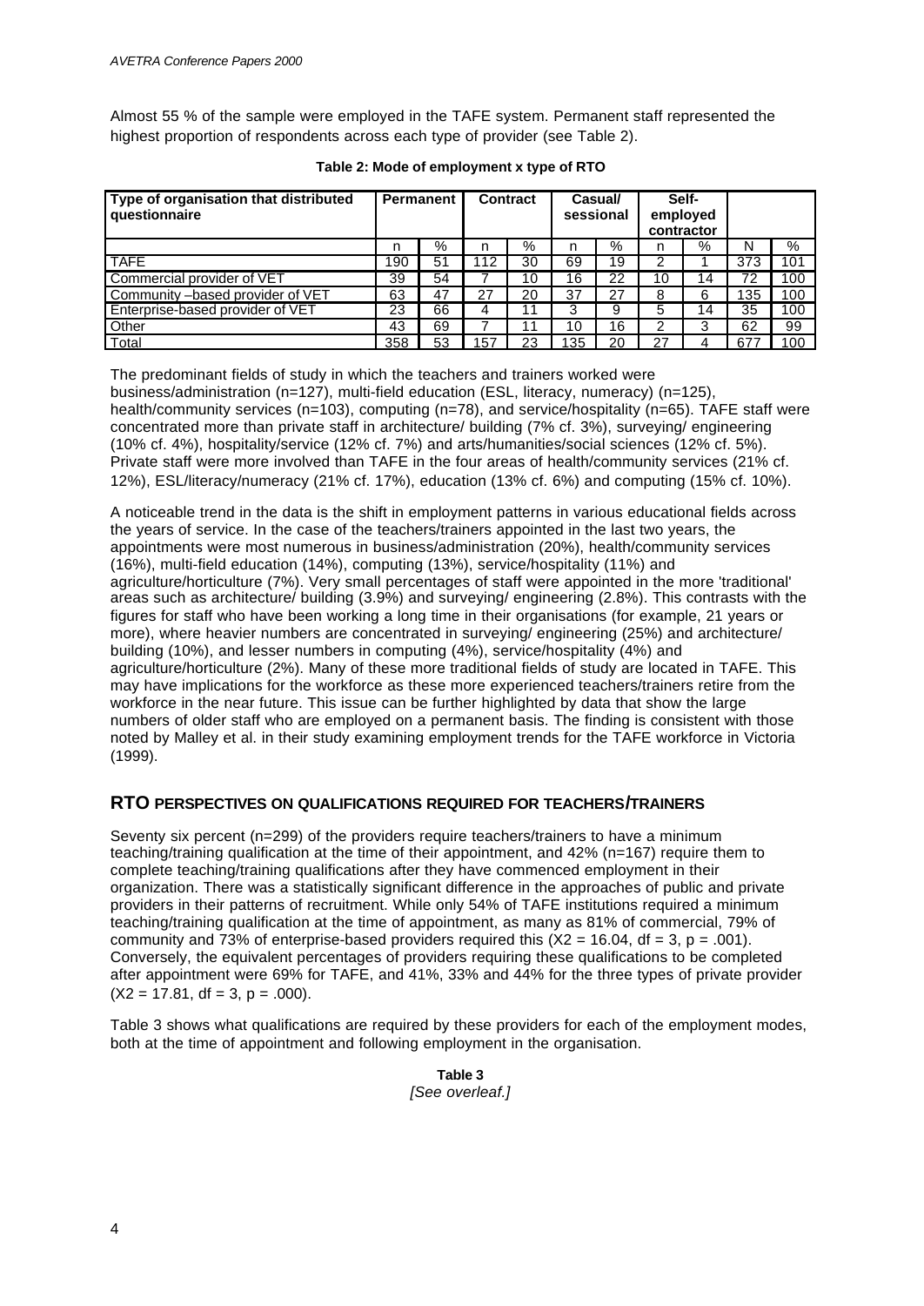Almost 55 % of the sample were employed in the TAFE system. Permanent staff represented the highest proportion of respondents across each type of provider (see Table 2).

**Table 2: Mode of employment x type of RTO**

| Type of organisation that distributed questionnaire | Permanent | | Contract | | Casual/ sessional | | Self-employed contractor | | | |
|---|---|---|---|---|---|---|---|---|---|---|
| | n | % | n | % | n | % | n | % | N | % |
| TAFE | 190 | 51 | 112 | 30 | 69 | 19 | 2 | 1 | 373 | 101 |
| Commercial provider of VET | 39 | 54 | 7 | 10 | 16 | 22 | 10 | 14 | 72 | 100 |
| Community –based provider of VET | 63 | 47 | 27 | 20 | 37 | 27 | 8 | 6 | 135 | 100 |
| Enterprise-based provider of VET | 23 | 66 | 4 | 11 | 3 | 9 | 5 | 14 | 35 | 100 |
| Other | 43 | 69 | 7 | 11 | 10 | 16 | 2 | 3 | 62 | 99 |
| Total | 358 | 53 | 157 | 23 | 135 | 20 | 27 | 4 | 677 | 100 |

The predominant fields of study in which the teachers and trainers worked were business/administration (n=127), multi-field education (ESL, literacy, numeracy) (n=125), health/community services (n=103), computing (n=78), and service/hospitality (n=65). TAFE staff were concentrated more than private staff in architecture/ building (7% cf. 3%), surveying/ engineering (10% cf. 4%), hospitality/service (12% cf. 7%) and arts/humanities/social sciences (12% cf. 5%). Private staff were more involved than TAFE in the four areas of health/community services (21% cf. 12%), ESL/literacy/numeracy (21% cf. 17%), education (13% cf. 6%) and computing (15% cf. 10%).

A noticeable trend in the data is the shift in employment patterns in various educational fields across the years of service. In the case of the teachers/trainers appointed in the last two years, the appointments were most numerous in business/administration (20%), health/community services (16%), multi-field education (14%), computing (13%), service/hospitality (11%) and agriculture/horticulture (7%). Very small percentages of staff were appointed in the more 'traditional' areas such as architecture/ building (3.9%) and surveying/ engineering (2.8%). This contrasts with the figures for staff who have been working a long time in their organisations (for example, 21 years or more), where heavier numbers are concentrated in surveying/ engineering (25%) and architecture/ building (10%), and lesser numbers in computing (4%), service/hospitality (4%) and agriculture/horticulture (2%). Many of these more traditional fields of study are located in TAFE. This may have implications for the workforce as these more experienced teachers/trainers retire from the workforce in the near future. This issue can be further highlighted by data that show the large numbers of older staff who are employed on a permanent basis. The finding is consistent with those noted by Malley et al. in their study examining employment trends for the TAFE workforce in Victoria (1999).

## RTO PERSPECTIVES ON QUALIFICATIONS REQUIRED FOR TEACHERS/TRAINERS

Seventy six percent (n=299) of the providers require teachers/trainers to have a minimum teaching/training qualification at the time of their appointment, and 42% (n=167) require them to complete teaching/training qualifications after they have commenced employment in their organization. There was a statistically significant difference in the approaches of public and private providers in their patterns of recruitment. While only 54% of TAFE institutions required a minimum teaching/training qualification at the time of appointment, as many as 81% of commercial, 79% of community and 73% of enterprise-based providers required this ($X2 = 16.04$, df = 3, $p = .001$). Conversely, the equivalent percentages of providers requiring these qualifications to be completed after appointment were 69% for TAFE, and 41%, 33% and 44% for the three types of private provider ($X2 = 17.81$, df = 3, $p = .000$).

Table 3 shows what qualifications are required by these providers for each of the employment modes, both at the time of appointment and following employment in the organisation.

**Table 3**
*[See overleaf.]*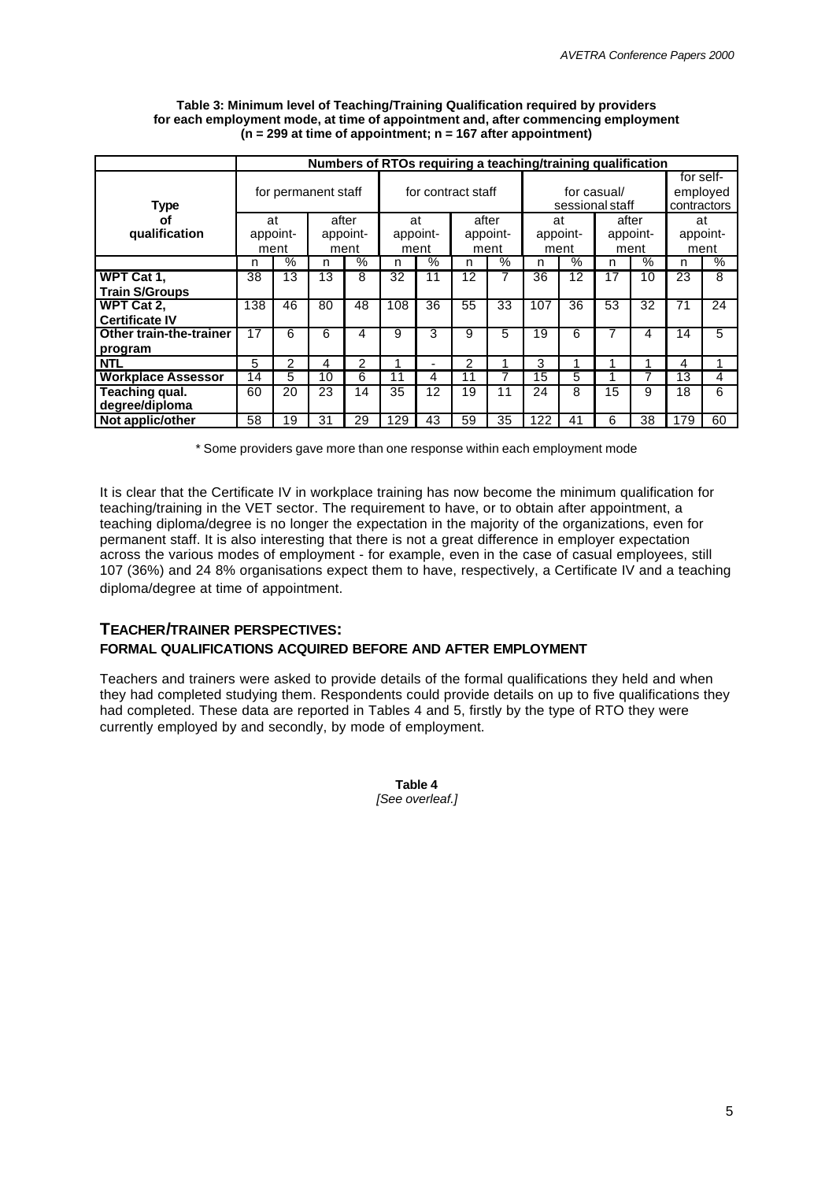**Table 3: Minimum level of Teaching/Training Qualification required by providers for each employment mode, at time of appointment and, after commencing employment (n = 299 at time of appointment; n = 167 after appointment)**

| Type of qualification | Numbers of RTOs requiring a teaching/training qualification | | | | | | | | | | | | | |
|---|---|---|---|---|---|---|---|---|---|---|---|---|---|---|
| | for permanent staff | | | | for contract staff | | | | for casual/ sessional staff | | | | for self-employed contractors | |
| | at appoint-ment | | after appoint-ment | | at appoint-ment | | after appoint-ment | | at appoint-ment | | after appoint-ment | | at appoint-ment | |
| | n | % | n | % | n | % | n | % | n | % | n | % | n | % |
| **WPT Cat 1, Train S/Groups** | 38 | 13 | 13 | 8 | 32 | 11 | 12 | 7 | 36 | 12 | 17 | 10 | 23 | 8 |
| **WPT Cat 2, Certificate IV** | 138 | 46 | 80 | 48 | 108 | 36 | 55 | 33 | 107 | 36 | 53 | 32 | 71 | 24 |
| **Other train-the-trainer program** | 17 | 6 | 6 | 4 | 9 | 3 | 9 | 5 | 19 | 6 | 7 | 4 | 14 | 5 |
| **NTL** | 5 | 2 | 4 | 2 | 1 | - | 2 | 1 | 3 | 1 | 1 | 1 | 4 | 1 |
| **Workplace Assessor** | 14 | 5 | 10 | 6 | 11 | 4 | 11 | 7 | 15 | 5 | 1 | 7 | 13 | 4 |
| **Teaching qual. degree/diploma** | 60 | 20 | 23 | 14 | 35 | 12 | 19 | 11 | 24 | 8 | 15 | 9 | 18 | 6 |
| **Not applic/other** | 58 | 19 | 31 | 29 | 129 | 43 | 59 | 35 | 122 | 41 | 6 | 38 | 179 | 60 |

\* Some providers gave more than one response within each employment mode

It is clear that the Certificate IV in workplace training has now become the minimum qualification for teaching/training in the VET sector. The requirement to have, or to obtain after appointment, a teaching diploma/degree is no longer the expectation in the majority of the organizations, even for permanent staff. It is also interesting that there is not a great difference in employer expectation across the various modes of employment - for example, even in the case of casual employees, still 107 (36%) and 24 8% organisations expect them to have, respectively, a Certificate IV and a teaching diploma/degree at time of appointment.

## TEACHER/TRAINER PERSPECTIVES:

### FORMAL QUALIFICATIONS ACQUIRED BEFORE AND AFTER EMPLOYMENT

Teachers and trainers were asked to provide details of the formal qualifications they held and when they had completed studying them. Respondents could provide details on up to five qualifications they had completed. These data are reported in Tables 4 and 5, firstly by the type of RTO they were currently employed by and secondly, by mode of employment.

**Table 4**

*[See overleaf.]*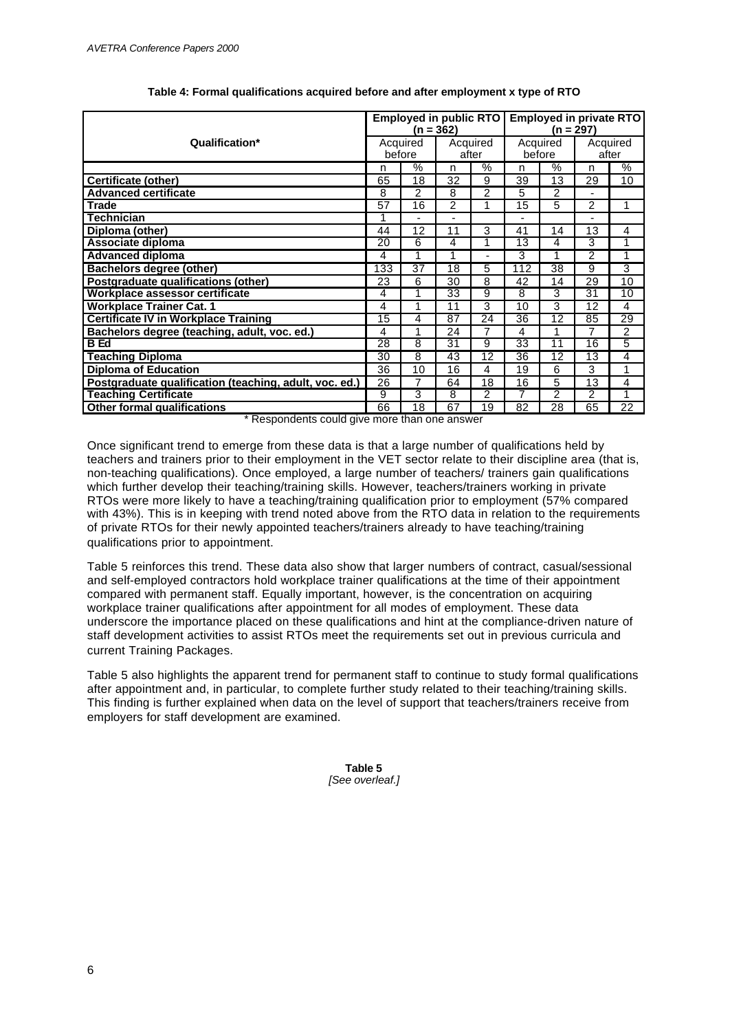**Table 4: Formal qualifications acquired before and after employment x type of RTO**

| Qualification* | Employed in public RTO (n = 362) | | | | Employed in private RTO (n = 297) | | | |
|---|---|---|---|---|---|---|---|---|
| | Acquired before | | Acquired after | | Acquired before | | Acquired after | |
| | n | % | n | % | n | % | n | % |
| **Certificate (other)** | 65 | 18 | 32 | 9 | 39 | 13 | 29 | 10 |
| **Advanced certificate** | 8 | 2 | 8 | 2 | 5 | 2 | - | |
| **Trade** | 57 | 16 | 2 | 1 | 15 | 5 | 2 | 1 |
| **Technician** | 1 | - | - | | - | | - | |
| **Diploma (other)** | 44 | 12 | 11 | 3 | 41 | 14 | 13 | 4 |
| **Associate diploma** | 20 | 6 | 4 | 1 | 13 | 4 | 3 | 1 |
| **Advanced diploma** | 4 | 1 | 1 | - | 3 | 1 | 2 | 1 |
| **Bachelors degree (other)** | 133 | 37 | 18 | 5 | 112 | 38 | 9 | 3 |
| **Postgraduate qualifications (other)** | 23 | 6 | 30 | 8 | 42 | 14 | 29 | 10 |
| **Workplace assessor certificate** | 4 | 1 | 33 | 9 | 8 | 3 | 31 | 10 |
| **Workplace Trainer Cat. 1** | 4 | 1 | 11 | 3 | 10 | 3 | 12 | 4 |
| **Certificate IV in Workplace Training** | 15 | 4 | 87 | 24 | 36 | 12 | 85 | 29 |
| **Bachelors degree (teaching, adult, voc. ed.)** | 4 | 1 | 24 | 7 | 4 | 1 | 7 | 2 |
| **B Ed** | 28 | 8 | 31 | 9 | 33 | 11 | 16 | 5 |
| **Teaching Diploma** | 30 | 8 | 43 | 12 | 36 | 12 | 13 | 4 |
| **Diploma of Education** | 36 | 10 | 16 | 4 | 19 | 6 | 3 | 1 |
| **Postgraduate qualification (teaching, adult, voc. ed.)** | 26 | 7 | 64 | 18 | 16 | 5 | 13 | 4 |
| **Teaching Certificate** | 9 | 3 | 8 | 2 | 7 | 2 | 2 | 1 |
| **Other formal qualifications** | 66 | 18 | 67 | 19 | 82 | 28 | 65 | 22 |

\* Respondents could give more than one answer

Once significant trend to emerge from these data is that a large number of qualifications held by teachers and trainers prior to their employment in the VET sector relate to their discipline area (that is, non-teaching qualifications). Once employed, a large number of teachers/ trainers gain qualifications which further develop their teaching/training skills. However, teachers/trainers working in private RTOs were more likely to have a teaching/training qualification prior to employment (57% compared with 43%). This is in keeping with trend noted above from the RTO data in relation to the requirements of private RTOs for their newly appointed teachers/trainers already to have teaching/training qualifications prior to appointment.

Table 5 reinforces this trend. These data also show that larger numbers of contract, casual/sessional and self-employed contractors hold workplace trainer qualifications at the time of their appointment compared with permanent staff. Equally important, however, is the concentration on acquiring workplace trainer qualifications after appointment for all modes of employment. These data underscore the importance placed on these qualifications and hint at the compliance-driven nature of staff development activities to assist RTOs meet the requirements set out in previous curricula and current Training Packages.

Table 5 also highlights the apparent trend for permanent staff to continue to study formal qualifications after appointment and, in particular, to complete further study related to their teaching/training skills. This finding is further explained when data on the level of support that teachers/trainers receive from employers for staff development are examined.

**Table 5**
*[See overleaf.]*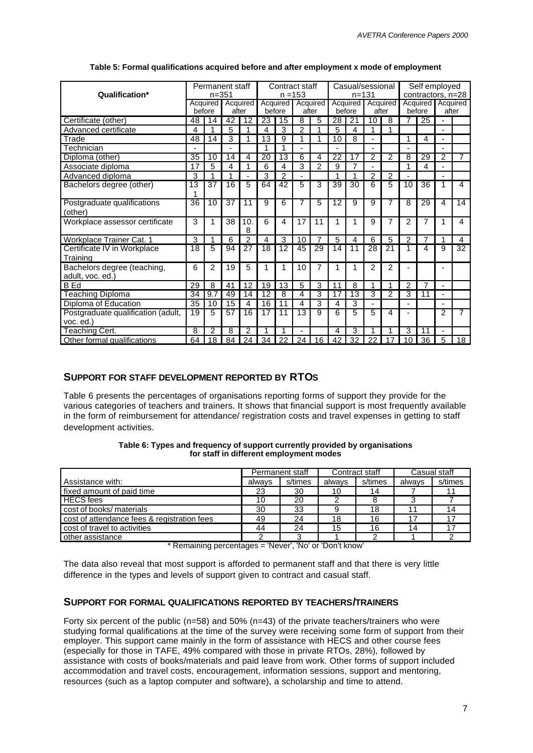**Table 5: Formal qualifications acquired before and after employment x mode of employment**

| Qualification* | Permanent staff n=351 | | | | Contract staff n =153 | | | | Casual/sessional n=131 | | | | Self employed contractors, n=28 | | | |
|---|---|---|---|---|---|---|---|---|---|---|---|---|---|---|---|---|
| | Acquired before | | Acquired after | | Acquired before | | Acquired after | | Acquired before | | Acquired after | | Acquired before | | Acquired after | |
| Certificate (other) | 48 | 14 | 42 | 12 | 23 | 15 | 8 | 5 | 28 | 21 | 10 | 8 | 7 | 25 | - | |
| Advanced certificate | 4 | 1 | 5 | 1 | 4 | 3 | 2 | 1 | 5 | 4 | 1 | 1 | | | - | |
| Trade | 48 | 14 | 3 | 1 | 13 | 9 | 1 | 1 | 10 | 8 | - | | 1 | 4 | - | |
| Technician | - | | - | | 1 | 1 | - | | - | | - | | - | | - | |
| Diploma (other) | 35 | 10 | 14 | 4 | 20 | 13 | 6 | 4 | 22 | 17 | 2 | 2 | 8 | 29 | 2 | 7 |
| Associate diploma | 17 | 5 | 4 | 1 | 6 | 4 | 3 | 2 | 9 | 7 | - | | 1 | 4 | - | |
| Advanced diploma | 3 | 1 | 1 | - | 3 | 2 | - | | 1 | 1 | 2 | 2 | - | | - | |
| Bachelors degree (other) | 131 | 37 | 16 | 5 | 64 | 42 | 5 | 3 | 39 | 30 | 6 | 5 | 10 | 36 | 1 | 4 |
| Postgraduate qualifications (other) | 36 | 10 | 37 | 11 | 9 | 6 | 7 | 5 | 12 | 9 | 9 | 7 | 8 | 29 | 4 | 14 |
| Workplace assessor certificate | 3 | 1 | 38 | 10.8 | 6 | 4 | 17 | 11 | 1 | 1 | 9 | 7 | 2 | 7 | 1 | 4 |
| Workplace Trainer Cat. 1 | 3 | 1 | 6 | 2 | 4 | 3 | 10 | 7 | 5 | 4 | 6 | 5 | 2 | 7 | 1 | 4 |
| Certificate IV in Workplace Training | 18 | 5 | 94 | 27 | 18 | 12 | 45 | 29 | 14 | 11 | 28 | 21 | 1 | 4 | 9 | 32 |
| Bachelors degree (teaching, adult, voc. ed.) | 6 | 2 | 19 | 5 | 1 | 1 | 10 | 7 | 1 | 1 | 2 | 2 | - | | - | |
| B Ed | 29 | 8 | 41 | 12 | 19 | 13 | 5 | 3 | 11 | 8 | 1 | 1 | 2 | 7 | - | |
| Teaching Diploma | 34 | 9.7 | 49 | 14 | 12 | 8 | 4 | 3 | 17 | 13 | 3 | 2 | 3 | 11 | - | |
| Diploma of Education | 35 | 10 | 15 | 4 | 16 | 11 | 4 | 3 | 4 | 3 | - | | - | | - | |
| Postgraduate qualification (adult, voc. ed.) | 19 | 5 | 57 | 16 | 17 | 11 | 13 | 9 | 6 | 5 | 5 | 4 | - | | 2 | 7 |
| Teaching Cert. | 8 | 2 | 8 | 2 | 1 | 1 | - | | 4 | 3 | 1 | 1 | 3 | 11 | - | |
| Other formal qualifications | 64 | 18 | 84 | 24 | 34 | 22 | 24 | 16 | 42 | 32 | 22 | 17 | 10 | 36 | 5 | 18 |

## SUPPORT FOR STAFF DEVELOPMENT REPORTED BY RTOS

Table 6 presents the percentages of organisations reporting forms of support they provide for the various categories of teachers and trainers. It shows that financial support is most frequently available in the form of reimbursement for attendance/ registration costs and travel expenses in getting to staff development activities.

**Table 6: Types and frequency of support currently provided by organisations for staff in different employment modes**

| | Permanent staff | | Contract staff | | Casual staff | |
|---|---|---|---|---|---|---|
| Assistance with: | always | s/times | always | s/times | always | s/times |
| fixed amount of paid time | 23 | 30 | 10 | 14 | 7 | 11 |
| HECS fees | 10 | 20 | 2 | 8 | 3 | 7 |
| cost of books/ materials | 30 | 33 | 9 | 18 | 11 | 14 |
| cost of attendance fees & registration fees | 49 | 24 | 18 | 16 | 17 | 17 |
| cost of travel to activities | 44 | 24 | 15 | 16 | 14 | 17 |
| other assistance | 2 | 3 | 1 | 2 | 1 | 2 |

\* Remaining percentages = 'Never', 'No' or 'Don't know'

The data also reveal that most support is afforded to permanent staff and that there is very little difference in the types and levels of support given to contract and casual staff.

## SUPPORT FOR FORMAL QUALIFICATIONS REPORTED BY TEACHERS/TRAINERS

Forty six percent of the public (n=58) and 50% (n=43) of the private teachers/trainers who were studying formal qualifications at the time of the survey were receiving some form of support from their employer. This support came mainly in the form of assistance with HECS and other course fees (especially for those in TAFE, 49% compared with those in private RTOs, 28%), followed by assistance with costs of books/materials and paid leave from work. Other forms of support included accommodation and travel costs, encouragement, information sessions, support and mentoring, resources (such as a laptop computer and software), a scholarship and time to attend.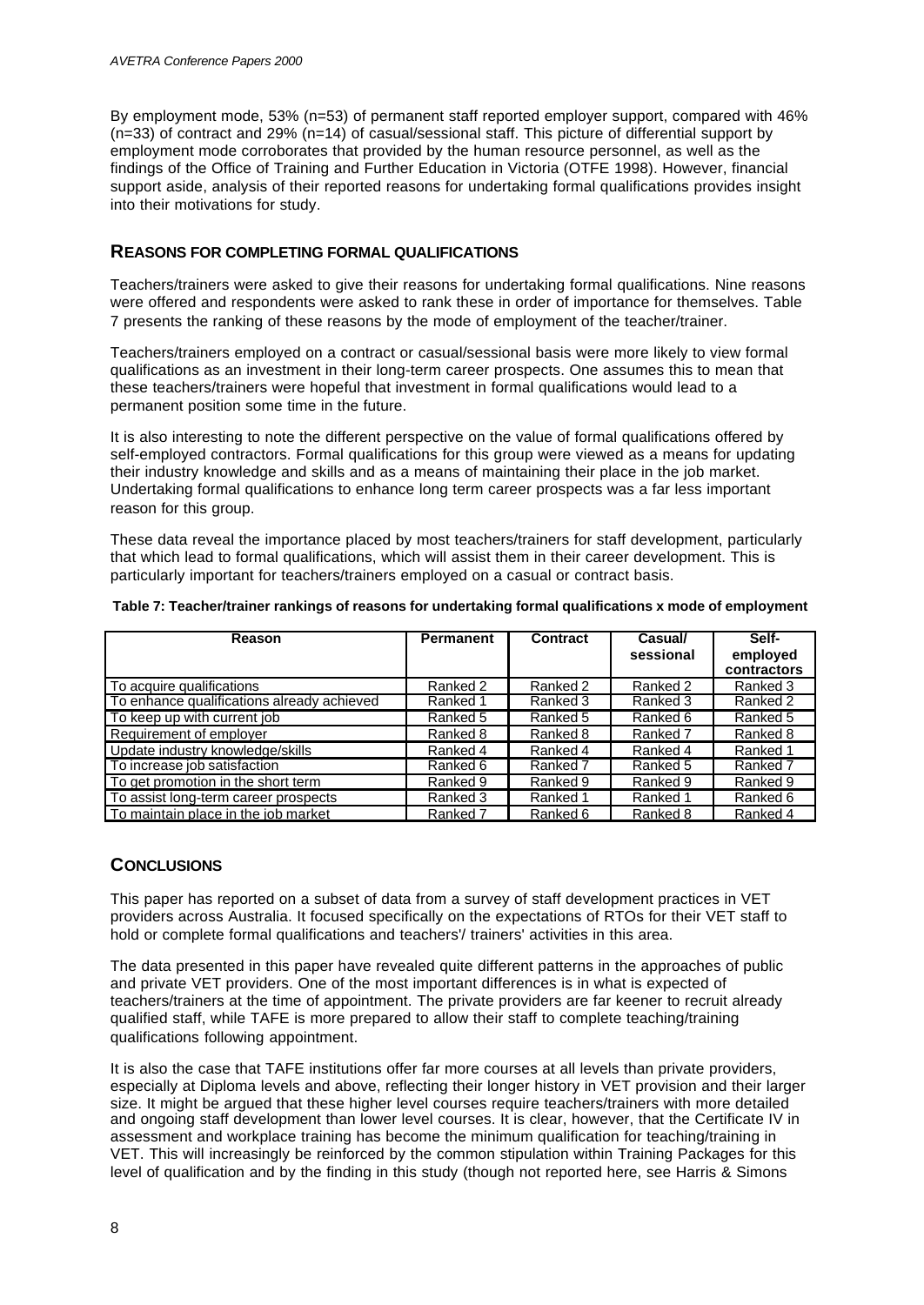By employment mode, 53% (n=53) of permanent staff reported employer support, compared with 46% (n=33) of contract and 29% (n=14) of casual/sessional staff. This picture of differential support by employment mode corroborates that provided by the human resource personnel, as well as the findings of the Office of Training and Further Education in Victoria (OTFE 1998). However, financial support aside, analysis of their reported reasons for undertaking formal qualifications provides insight into their motivations for study.

## REASONS FOR COMPLETING FORMAL QUALIFICATIONS

Teachers/trainers were asked to give their reasons for undertaking formal qualifications. Nine reasons were offered and respondents were asked to rank these in order of importance for themselves. Table 7 presents the ranking of these reasons by the mode of employment of the teacher/trainer.

Teachers/trainers employed on a contract or casual/sessional basis were more likely to view formal qualifications as an investment in their long-term career prospects. One assumes this to mean that these teachers/trainers were hopeful that investment in formal qualifications would lead to a permanent position some time in the future.

It is also interesting to note the different perspective on the value of formal qualifications offered by self-employed contractors. Formal qualifications for this group were viewed as a means for updating their industry knowledge and skills and as a means of maintaining their place in the job market. Undertaking formal qualifications to enhance long term career prospects was a far less important reason for this group.

These data reveal the importance placed by most teachers/trainers for staff development, particularly that which lead to formal qualifications, which will assist them in their career development. This is particularly important for teachers/trainers employed on a casual or contract basis.

**Table 7: Teacher/trainer rankings of reasons for undertaking formal qualifications x mode of employment**

| Reason | Permanent | Contract | Casual/ sessional | Self-employed contractors |
|---|---|---|---|---|
| To acquire qualifications | Ranked 2 | Ranked 2 | Ranked 2 | Ranked 3 |
| To enhance qualifications already achieved | Ranked 1 | Ranked 3 | Ranked 3 | Ranked 2 |
| To keep up with current job | Ranked 5 | Ranked 5 | Ranked 6 | Ranked 5 |
| Requirement of employer | Ranked 8 | Ranked 8 | Ranked 7 | Ranked 8 |
| Update industry knowledge/skills | Ranked 4 | Ranked 4 | Ranked 4 | Ranked 1 |
| To increase job satisfaction | Ranked 6 | Ranked 7 | Ranked 5 | Ranked 7 |
| To get promotion in the short term | Ranked 9 | Ranked 9 | Ranked 9 | Ranked 9 |
| To assist long-term career prospects | Ranked 3 | Ranked 1 | Ranked 1 | Ranked 6 |
| To maintain place in the job market | Ranked 7 | Ranked 6 | Ranked 8 | Ranked 4 |

## CONCLUSIONS

This paper has reported on a subset of data from a survey of staff development practices in VET providers across Australia. It focused specifically on the expectations of RTOs for their VET staff to hold or complete formal qualifications and teachers'/ trainers' activities in this area.

The data presented in this paper have revealed quite different patterns in the approaches of public and private VET providers. One of the most important differences is in what is expected of teachers/trainers at the time of appointment. The private providers are far keener to recruit already qualified staff, while TAFE is more prepared to allow their staff to complete teaching/training qualifications following appointment.

It is also the case that TAFE institutions offer far more courses at all levels than private providers, especially at Diploma levels and above, reflecting their longer history in VET provision and their larger size. It might be argued that these higher level courses require teachers/trainers with more detailed and ongoing staff development than lower level courses. It is clear, however, that the Certificate IV in assessment and workplace training has become the minimum qualification for teaching/training in VET. This will increasingly be reinforced by the common stipulation within Training Packages for this level of qualification and by the finding in this study (though not reported here, see Harris & Simons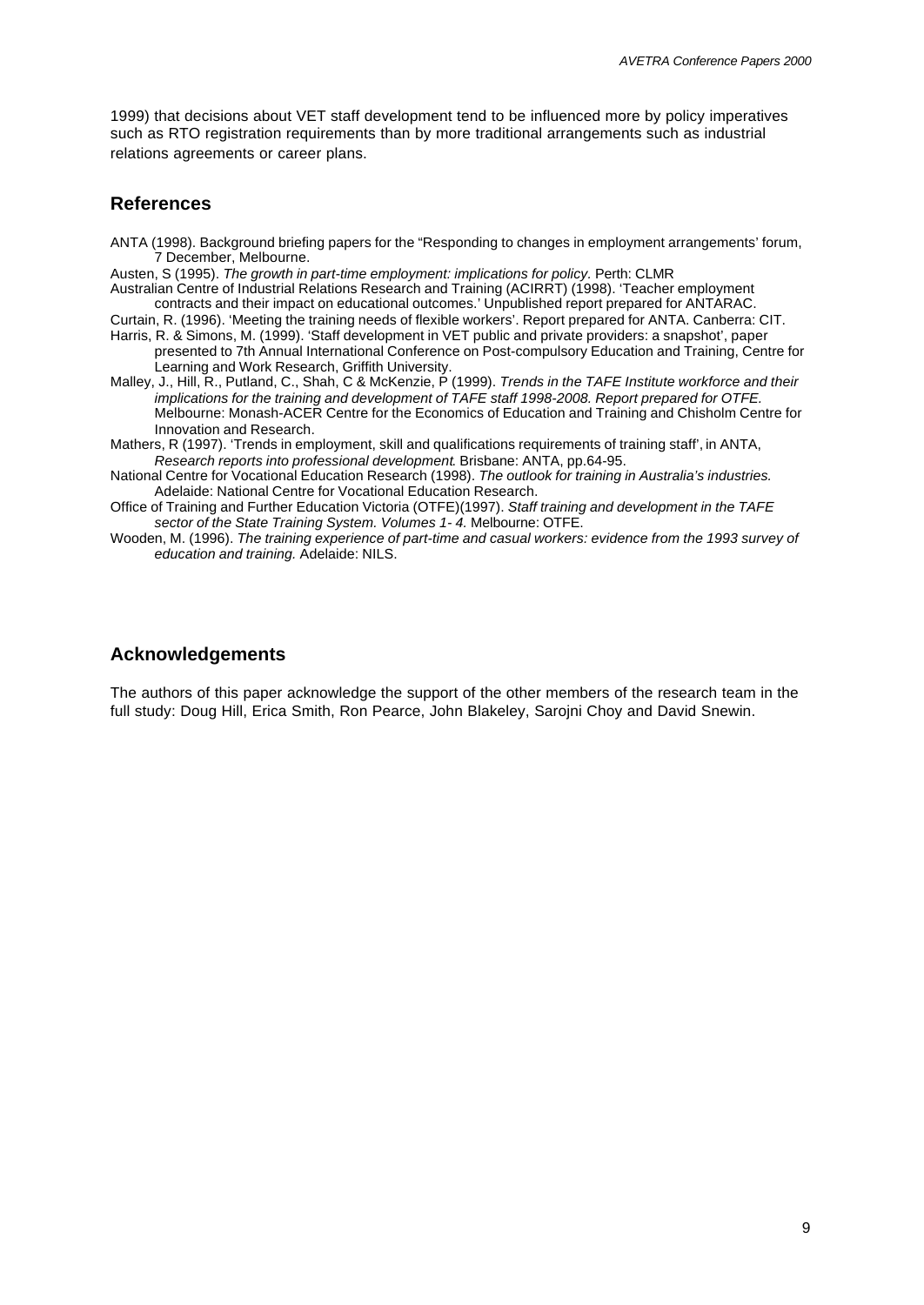1999) that decisions about VET staff development tend to be influenced more by policy imperatives such as RTO registration requirements than by more traditional arrangements such as industrial relations agreements or career plans.

## References

ANTA (1998). Background briefing papers for the "Responding to changes in employment arrangements' forum, 7 December, Melbourne.

Austen, S (1995). *The growth in part-time employment: implications for policy.* Perth: CLMR

Australian Centre of Industrial Relations Research and Training (ACIRRT) (1998). 'Teacher employment contracts and their impact on educational outcomes.' Unpublished report prepared for ANTARAC.

Curtain, R. (1996). 'Meeting the training needs of flexible workers'. Report prepared for ANTA. Canberra: CIT.

Harris, R. & Simons, M. (1999). 'Staff development in VET public and private providers: a snapshot', paper presented to 7th Annual International Conference on Post-compulsory Education and Training, Centre for Learning and Work Research, Griffith University.

Malley, J., Hill, R., Putland, C., Shah, C & McKenzie, P (1999). *Trends in the TAFE Institute workforce and their implications for the training and development of TAFE staff 1998-2008. Report prepared for OTFE.* Melbourne: Monash-ACER Centre for the Economics of Education and Training and Chisholm Centre for Innovation and Research.

Mathers, R (1997). 'Trends in employment, skill and qualifications requirements of training staff', in ANTA, *Research reports into professional development.* Brisbane: ANTA, pp.64-95.

National Centre for Vocational Education Research (1998). *The outlook for training in Australia's industries.* Adelaide: National Centre for Vocational Education Research.

Office of Training and Further Education Victoria (OTFE)(1997). *Staff training and development in the TAFE sector of the State Training System. Volumes 1- 4.* Melbourne: OTFE.

Wooden, M. (1996). *The training experience of part-time and casual workers: evidence from the 1993 survey of education and training.* Adelaide: NILS.

## Acknowledgements

The authors of this paper acknowledge the support of the other members of the research team in the full study: Doug Hill, Erica Smith, Ron Pearce, John Blakeley, Sarojni Choy and David Snewin.